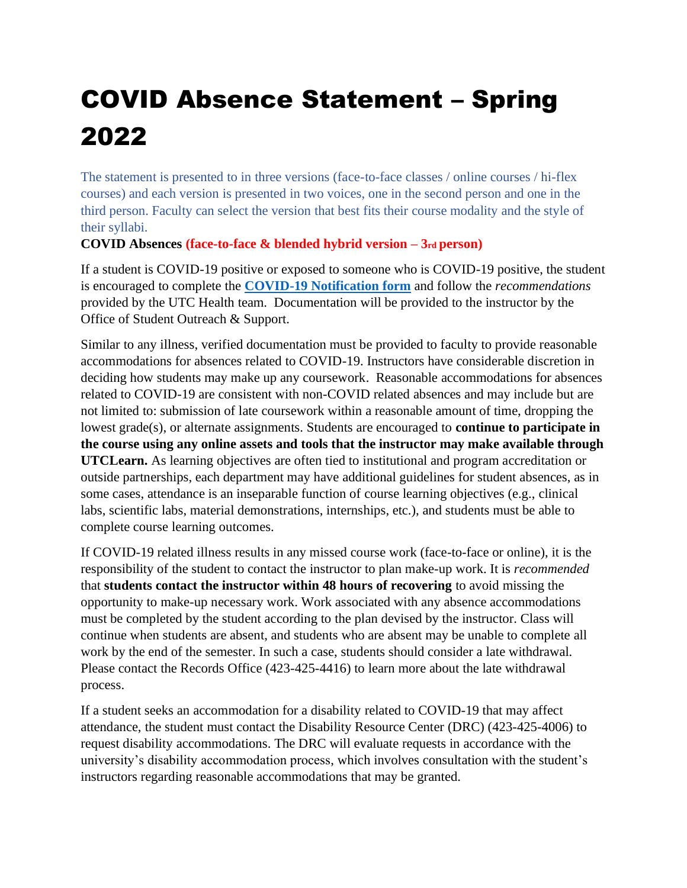# COVID Absence Statement – Spring 2022

The statement is presented to in three versions (face-to-face classes / online courses / hi-flex courses) and each version is presented in two voices, one in the second person and one in the third person. Faculty can select the version that best fits their course modality and the style of their syllabi.

**COVID Absences (face-to-face & blended hybrid version – 3rd person)**

If a student is COVID-19 positive or exposed to someone who is COVID-19 positive, the student is encouraged to complete the **COVID-19 Notification form** and follow the *recommendations* provided by the UTC Health team. Documentation will be provided to the instructor by the Office of Student Outreach & Support.

Similar to any illness, verified documentation must be provided to faculty to provide reasonable accommodations for absences related to COVID-19. Instructors have considerable discretion in deciding how students may make up any coursework. Reasonable accommodations for absences related to COVID-19 are consistent with non-COVID related absences and may include but are not limited to: submission of late coursework within a reasonable amount of time, dropping the lowest grade(s), or alternate assignments. Students are encouraged to **continue to participate in the course using any online assets and tools that the instructor may make available through UTCLearn.** As learning objectives are often tied to institutional and program accreditation or outside partnerships, each department may have additional guidelines for student absences, as in some cases, attendance is an inseparable function of course learning objectives (e.g., clinical labs, scientific labs, material demonstrations, internships, etc.), and students must be able to complete course learning outcomes.

If COVID-19 related illness results in any missed course work (face-to-face or online), it is the responsibility of the student to contact the instructor to plan make-up work. It is *recommended* that **students contact the instructor within 48 hours of recovering** to avoid missing the opportunity to make-up necessary work. Work associated with any absence accommodations must be completed by the student according to the plan devised by the instructor. Class will continue when students are absent, and students who are absent may be unable to complete all work by the end of the semester. In such a case, students should consider a late withdrawal. Please contact the Records Office (423-425-4416) to learn more about the late withdrawal process.

If a student seeks an accommodation for a disability related to COVID-19 that may affect attendance, the student must contact the Disability Resource Center (DRC) (423-425-4006) to request disability accommodations. The DRC will evaluate requests in accordance with the university's disability accommodation process, which involves consultation with the student's instructors regarding reasonable accommodations that may be granted.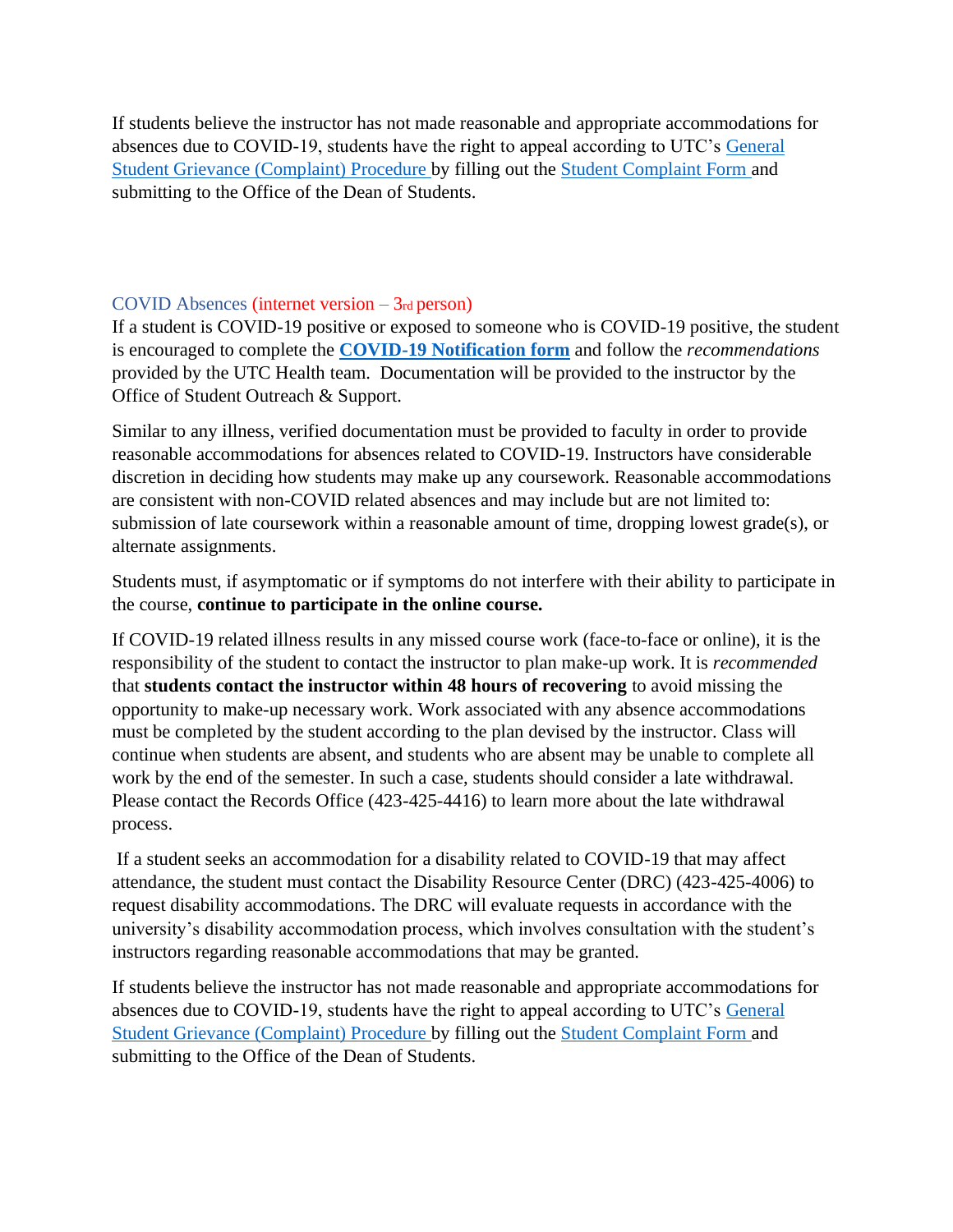If students believe the instructor has not made reasonable and appropriate accommodations for absences due to COVID-19, students have the right to appeal according to UTC's General Student Grievance (Complaint) Procedure by filling out the Student Complaint Form and submitting to the Office of the Dean of Students.

## COVID Absences (internet version – 3rd person)

If a student is COVID-19 positive or exposed to someone who is COVID-19 positive, the student is encouraged to complete the **COVID-19 Notification form** and follow the *recommendations* provided by the UTC Health team. Documentation will be provided to the instructor by the Office of Student Outreach & Support.

Similar to any illness, verified documentation must be provided to faculty in order to provide reasonable accommodations for absences related to COVID-19. Instructors have considerable discretion in deciding how students may make up any coursework. Reasonable accommodations are consistent with non-COVID related absences and may include but are not limited to: submission of late coursework within a reasonable amount of time, dropping lowest grade(s), or alternate assignments.

Students must, if asymptomatic or if symptoms do not interfere with their ability to participate in the course, **continue to participate in the online course.**

If COVID-19 related illness results in any missed course work (face-to-face or online), it is the responsibility of the student to contact the instructor to plan make-up work. It is *recommended* that **students contact the instructor within 48 hours of recovering** to avoid missing the opportunity to make-up necessary work. Work associated with any absence accommodations must be completed by the student according to the plan devised by the instructor. Class will continue when students are absent, and students who are absent may be unable to complete all work by the end of the semester. In such a case, students should consider a late withdrawal. Please contact the Records Office (423-425-4416) to learn more about the late withdrawal process.

If a student seeks an accommodation for a disability related to COVID-19 that may affect attendance, the student must contact the Disability Resource Center (DRC) (423-425-4006) to request disability accommodations. The DRC will evaluate requests in accordance with the university's disability accommodation process, which involves consultation with the student's instructors regarding reasonable accommodations that may be granted.

If students believe the instructor has not made reasonable and appropriate accommodations for absences due to COVID-19, students have the right to appeal according to UTC's General Student Grievance (Complaint) Procedure by filling out the Student Complaint Form and submitting to the Office of the Dean of Students.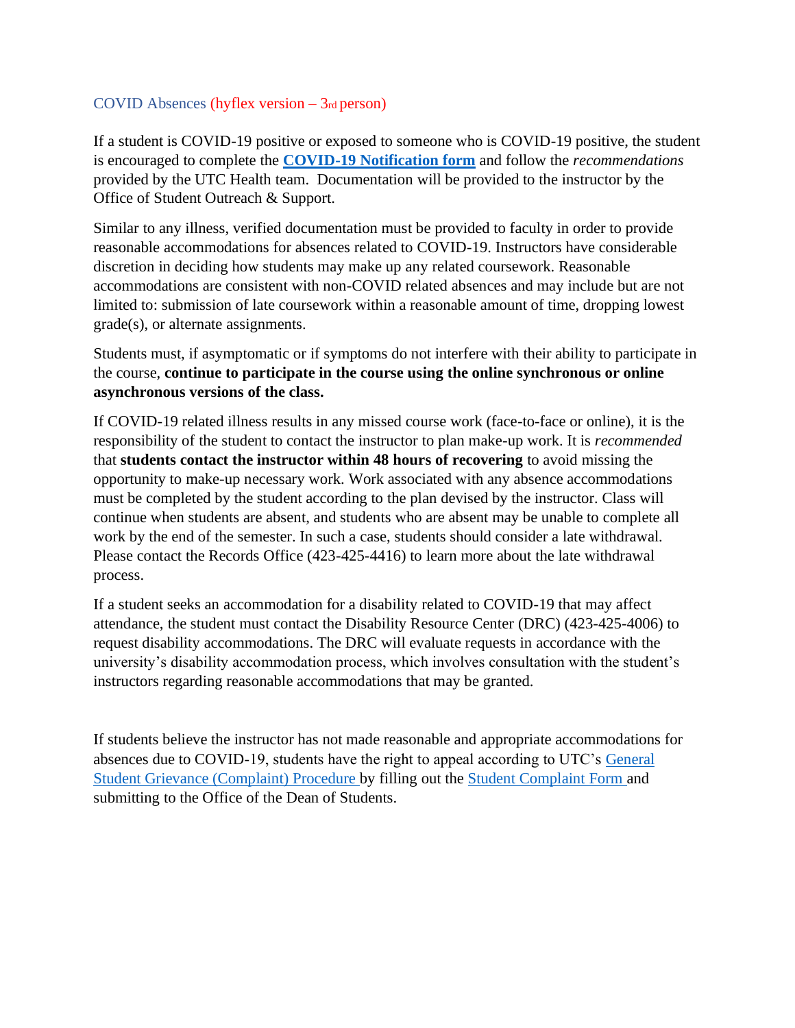## COVID Absences (hyflex version – 3rd person)

If a student is COVID-19 positive or exposed to someone who is COVID-19 positive, the student is encouraged to complete the **[COVID-19 Notification form]()** and follow the *recommendations* provided by the UTC Health team. Documentation will be provided to the instructor by the Office of Student Outreach & Support.

Similar to any illness, verified documentation must be provided to faculty in order to provide reasonable accommodations for absences related to COVID-19. Instructors have considerable discretion in deciding how students may make up any related coursework. Reasonable accommodations are consistent with non-COVID related absences and may include but are not limited to: submission of late coursework within a reasonable amount of time, dropping lowest grade(s), or alternate assignments.

Students must, if asymptomatic or if symptoms do not interfere with their ability to participate in the course, **continue to participate in the course using the online synchronous or online asynchronous versions of the class.**

If COVID-19 related illness results in any missed course work (face-to-face or online), it is the responsibility of the student to contact the instructor to plan make-up work. It is *recommended* that **students contact the instructor within 48 hours of recovering** to avoid missing the opportunity to make-up necessary work. Work associated with any absence accommodations must be completed by the student according to the plan devised by the instructor. Class will continue when students are absent, and students who are absent may be unable to complete all work by the end of the semester. In such a case, students should consider a late withdrawal. Please contact the Records Office (423-425-4416) to learn more about the late withdrawal process.

If a student seeks an accommodation for a disability related to COVID-19 that may affect attendance, the student must contact the Disability Resource Center (DRC) (423-425-4006) to request disability accommodations. The DRC will evaluate requests in accordance with the university's disability accommodation process, which involves consultation with the student's instructors regarding reasonable accommodations that may be granted.

If students believe the instructor has not made reasonable and appropriate accommodations for absences due to COVID-19, students have the right to appeal according to UTC's [General Student Grievance (Complaint) Procedure]() by filling out the [Student Complaint Form]() and submitting to the Office of the Dean of Students.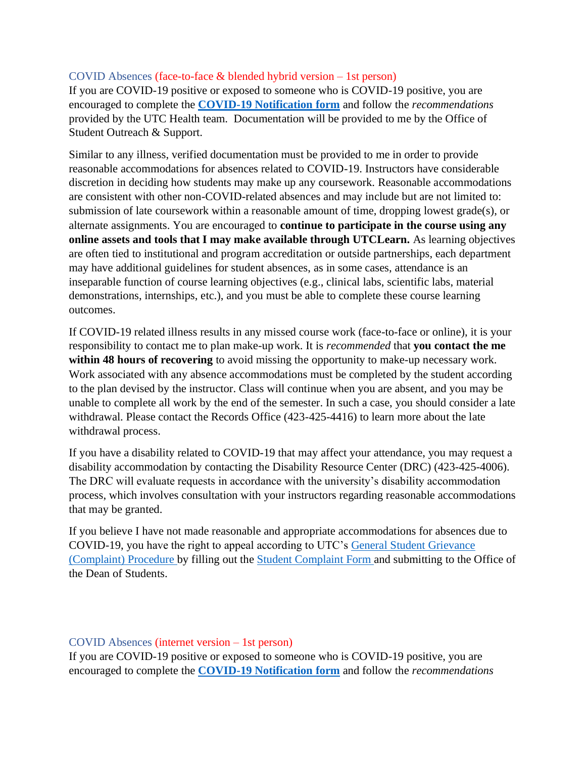## COVID Absences (face-to-face & blended hybrid version – 1st person)

If you are COVID-19 positive or exposed to someone who is COVID-19 positive, you are encouraged to complete the **COVID-19 Notification form** and follow the *recommendations* provided by the UTC Health team. Documentation will be provided to me by the Office of Student Outreach & Support.

Similar to any illness, verified documentation must be provided to me in order to provide reasonable accommodations for absences related to COVID-19. Instructors have considerable discretion in deciding how students may make up any coursework. Reasonable accommodations are consistent with other non-COVID-related absences and may include but are not limited to: submission of late coursework within a reasonable amount of time, dropping lowest grade(s), or alternate assignments. You are encouraged to **continue to participate in the course using any online assets and tools that I may make available through UTCLearn.** As learning objectives are often tied to institutional and program accreditation or outside partnerships, each department may have additional guidelines for student absences, as in some cases, attendance is an inseparable function of course learning objectives (e.g., clinical labs, scientific labs, material demonstrations, internships, etc.), and you must be able to complete these course learning outcomes.

If COVID-19 related illness results in any missed course work (face-to-face or online), it is your responsibility to contact me to plan make-up work. It is *recommended* that **you contact the me within 48 hours of recovering** to avoid missing the opportunity to make-up necessary work. Work associated with any absence accommodations must be completed by the student according to the plan devised by the instructor. Class will continue when you are absent, and you may be unable to complete all work by the end of the semester. In such a case, you should consider a late withdrawal. Please contact the Records Office (423-425-4416) to learn more about the late withdrawal process.

If you have a disability related to COVID-19 that may affect your attendance, you may request a disability accommodation by contacting the Disability Resource Center (DRC) (423-425-4006). The DRC will evaluate requests in accordance with the university's disability accommodation process, which involves consultation with your instructors regarding reasonable accommodations that may be granted.

If you believe I have not made reasonable and appropriate accommodations for absences due to COVID-19, you have the right to appeal according to UTC's General Student Grievance (Complaint) Procedure by filling out the Student Complaint Form and submitting to the Office of the Dean of Students.

## COVID Absences (internet version – 1st person)

If you are COVID-19 positive or exposed to someone who is COVID-19 positive, you are encouraged to complete the **COVID-19 Notification form** and follow the *recommendations*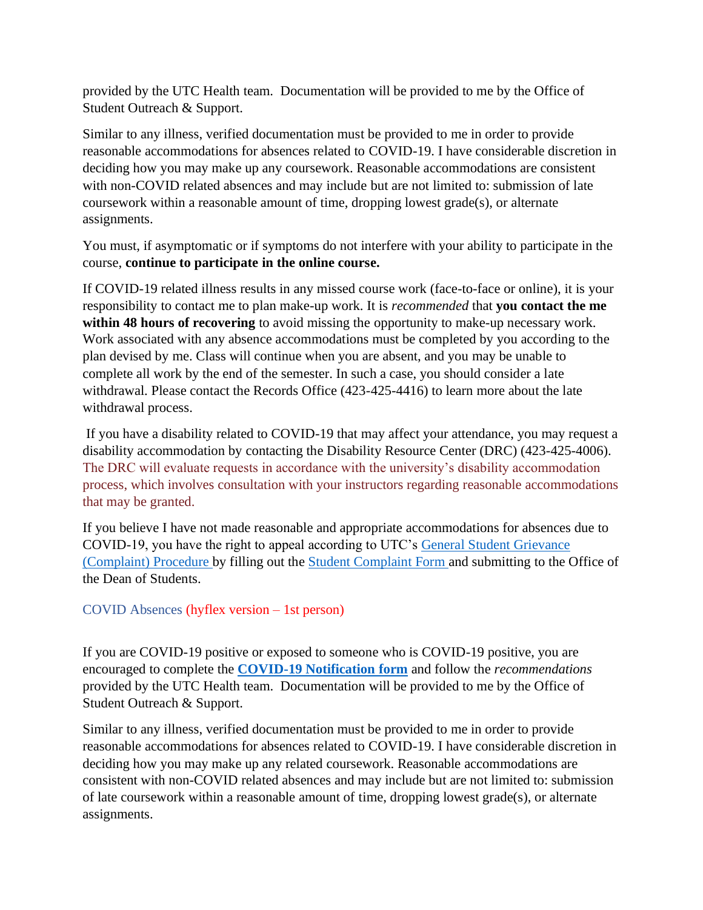provided by the UTC Health team. Documentation will be provided to me by the Office of Student Outreach & Support.

Similar to any illness, verified documentation must be provided to me in order to provide reasonable accommodations for absences related to COVID-19. I have considerable discretion in deciding how you may make up any coursework. Reasonable accommodations are consistent with non-COVID related absences and may include but are not limited to: submission of late coursework within a reasonable amount of time, dropping lowest grade(s), or alternate assignments.

You must, if asymptomatic or if symptoms do not interfere with your ability to participate in the course, **continue to participate in the online course.**

If COVID-19 related illness results in any missed course work (face-to-face or online), it is your responsibility to contact me to plan make-up work. It is *recommended* that **you contact the me within 48 hours of recovering** to avoid missing the opportunity to make-up necessary work. Work associated with any absence accommodations must be completed by you according to the plan devised by me. Class will continue when you are absent, and you may be unable to complete all work by the end of the semester. In such a case, you should consider a late withdrawal. Please contact the Records Office (423-425-4416) to learn more about the late withdrawal process.

If you have a disability related to COVID-19 that may affect your attendance, you may request a disability accommodation by contacting the Disability Resource Center (DRC) (423-425-4006). The DRC will evaluate requests in accordance with the university's disability accommodation process, which involves consultation with your instructors regarding reasonable accommodations that may be granted.

If you believe I have not made reasonable and appropriate accommodations for absences due to COVID-19, you have the right to appeal according to UTC's [General Student Grievance (Complaint) Procedure] by filling out the [Student Complaint Form] and submitting to the Office of the Dean of Students.

## COVID Absences (hyflex version – 1st person)

If you are COVID-19 positive or exposed to someone who is COVID-19 positive, you are encouraged to complete the **[COVID-19 Notification form]** and follow the *recommendations* provided by the UTC Health team. Documentation will be provided to me by the Office of Student Outreach & Support.

Similar to any illness, verified documentation must be provided to me in order to provide reasonable accommodations for absences related to COVID-19. I have considerable discretion in deciding how you may make up any related coursework. Reasonable accommodations are consistent with non-COVID related absences and may include but are not limited to: submission of late coursework within a reasonable amount of time, dropping lowest grade(s), or alternate assignments.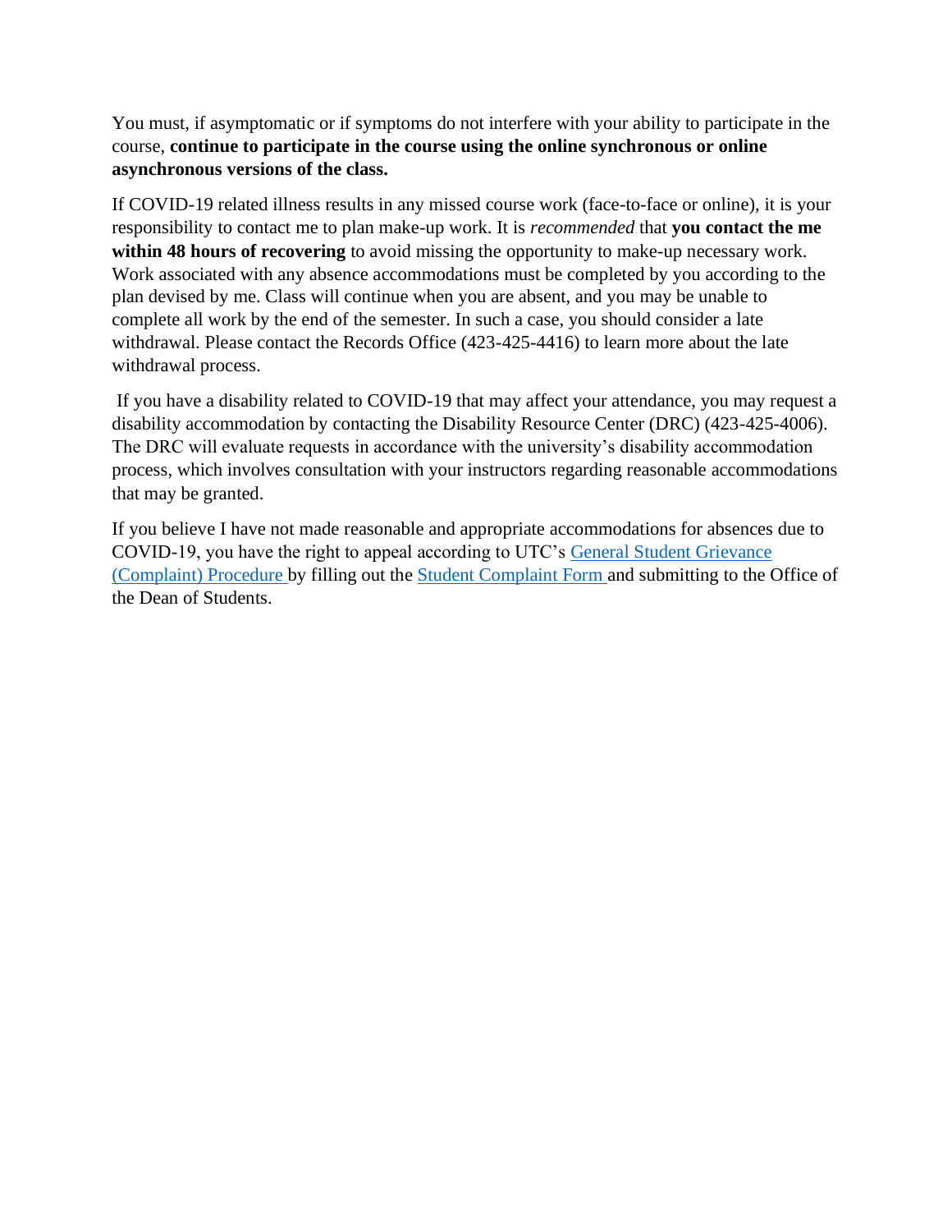You must, if asymptomatic or if symptoms do not interfere with your ability to participate in the course, **continue to participate in the course using the online synchronous or online asynchronous versions of the class.**

If COVID-19 related illness results in any missed course work (face-to-face or online), it is your responsibility to contact me to plan make-up work. It is *recommended* that **you contact the me within 48 hours of recovering** to avoid missing the opportunity to make-up necessary work. Work associated with any absence accommodations must be completed by you according to the plan devised by me. Class will continue when you are absent, and you may be unable to complete all work by the end of the semester. In such a case, you should consider a late withdrawal. Please contact the Records Office (423-425-4416) to learn more about the late withdrawal process.

If you have a disability related to COVID-19 that may affect your attendance, you may request a disability accommodation by contacting the Disability Resource Center (DRC) (423-425-4006). The DRC will evaluate requests in accordance with the university's disability accommodation process, which involves consultation with your instructors regarding reasonable accommodations that may be granted.

If you believe I have not made reasonable and appropriate accommodations for absences due to COVID-19, you have the right to appeal according to UTC's General Student Grievance (Complaint) Procedure by filling out the Student Complaint Form and submitting to the Office of the Dean of Students.